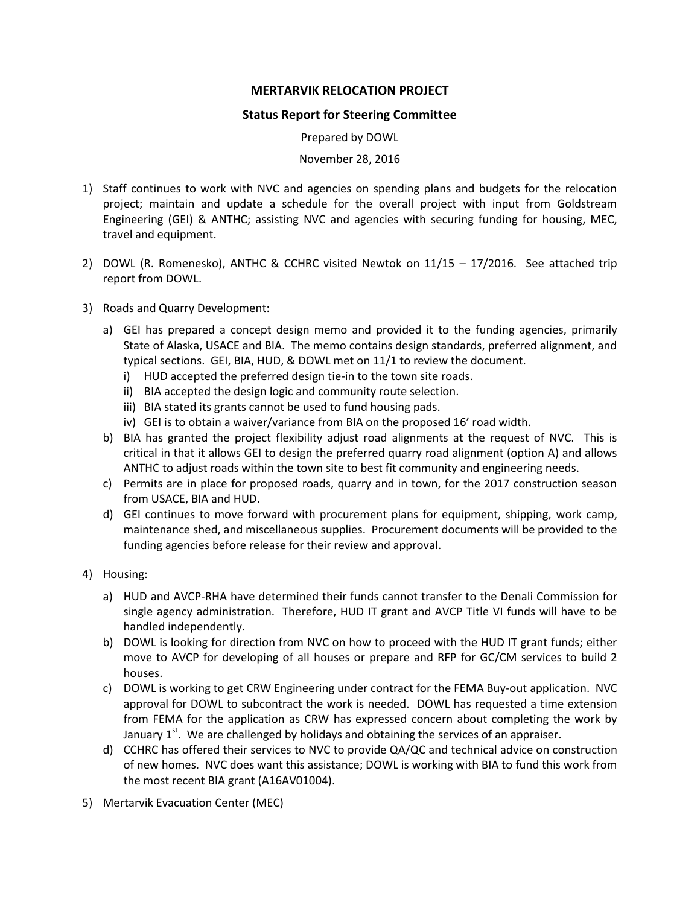**MERTARVIK RELOCATION PROJECT**

**Status Report for Steering Committee**

Prepared by DOWL

November 28, 2016

1) Staff continues to work with NVC and agencies on spending plans and budgets for the relocation project; maintain and update a schedule for the overall project with input from Goldstream Engineering (GEI) & ANTHC; assisting NVC and agencies with securing funding for housing, MEC, travel and equipment.

2) DOWL (R. Romenesko), ANTHC & CCHRC visited Newtok on 11/15 – 17/2016. See attached trip report from DOWL.

3) Roads and Quarry Development:
   a) GEI has prepared a concept design memo and provided it to the funding agencies, primarily State of Alaska, USACE and BIA. The memo contains design standards, preferred alignment, and typical sections. GEI, BIA, HUD, & DOWL met on 11/1 to review the document.
      i) HUD accepted the preferred design tie-in to the town site roads.
      ii) BIA accepted the design logic and community route selection.
      iii) BIA stated its grants cannot be used to fund housing pads.
      iv) GEI is to obtain a waiver/variance from BIA on the proposed 16' road width.
   b) BIA has granted the project flexibility adjust road alignments at the request of NVC. This is critical in that it allows GEI to design the preferred quarry road alignment (option A) and allows ANTHC to adjust roads within the town site to best fit community and engineering needs.
   c) Permits are in place for proposed roads, quarry and in town, for the 2017 construction season from USACE, BIA and HUD.
   d) GEI continues to move forward with procurement plans for equipment, shipping, work camp, maintenance shed, and miscellaneous supplies. Procurement documents will be provided to the funding agencies before release for their review and approval.

4) Housing:
   a) HUD and AVCP-RHA have determined their funds cannot transfer to the Denali Commission for single agency administration. Therefore, HUD IT grant and AVCP Title VI funds will have to be handled independently.
   b) DOWL is looking for direction from NVC on how to proceed with the HUD IT grant funds; either move to AVCP for developing of all houses or prepare and RFP for GC/CM services to build 2 houses.
   c) DOWL is working to get CRW Engineering under contract for the FEMA Buy-out application. NVC approval for DOWL to subcontract the work is needed. DOWL has requested a time extension from FEMA for the application as CRW has expressed concern about completing the work by January 1st. We are challenged by holidays and obtaining the services of an appraiser.
   d) CCHRC has offered their services to NVC to provide QA/QC and technical advice on construction of new homes. NVC does want this assistance; DOWL is working with BIA to fund this work from the most recent BIA grant (A16AV01004).

5) Mertarvik Evacuation Center (MEC)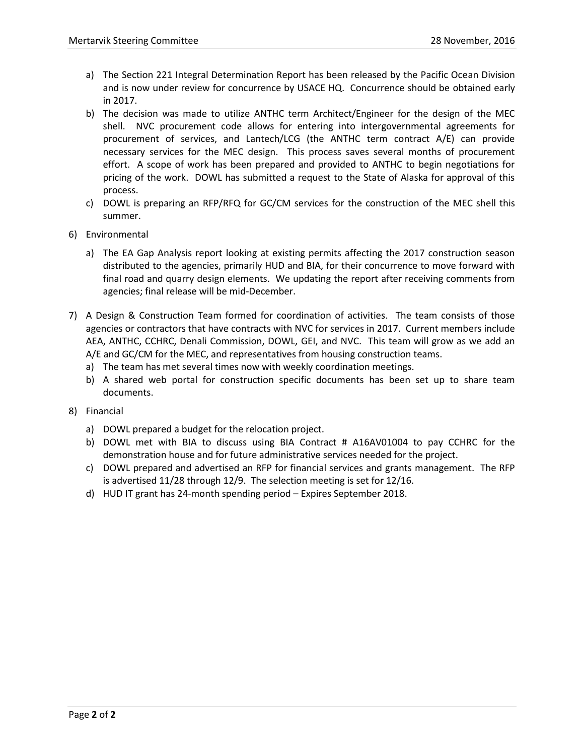a) The Section 221 Integral Determination Report has been released by the Pacific Ocean Division and is now under review for concurrence by USACE HQ. Concurrence should be obtained early in 2017.
b) The decision was made to utilize ANTHC term Architect/Engineer for the design of the MEC shell. NVC procurement code allows for entering into intergovernmental agreements for procurement of services, and Lantech/LCG (the ANTHC term contract A/E) can provide necessary services for the MEC design. This process saves several months of procurement effort. A scope of work has been prepared and provided to ANTHC to begin negotiations for pricing of the work. DOWL has submitted a request to the State of Alaska for approval of this process.
c) DOWL is preparing an RFP/RFQ for GC/CM services for the construction of the MEC shell this summer.

6) Environmental

   a) The EA Gap Analysis report looking at existing permits affecting the 2017 construction season distributed to the agencies, primarily HUD and BIA, for their concurrence to move forward with final road and quarry design elements. We updating the report after receiving comments from agencies; final release will be mid-December.

7) A Design & Construction Team formed for coordination of activities. The team consists of those agencies or contractors that have contracts with NVC for services in 2017. Current members include AEA, ANTHC, CCHRC, Denali Commission, DOWL, GEI, and NVC. This team will grow as we add an A/E and GC/CM for the MEC, and representatives from housing construction teams.
   a) The team has met several times now with weekly coordination meetings.
   b) A shared web portal for construction specific documents has been set up to share team documents.

8) Financial

   a) DOWL prepared a budget for the relocation project.
   b) DOWL met with BIA to discuss using BIA Contract # A16AV01004 to pay CCHRC for the demonstration house and for future administrative services needed for the project.
   c) DOWL prepared and advertised an RFP for financial services and grants management. The RFP is advertised 11/28 through 12/9. The selection meeting is set for 12/16.
   d) HUD IT grant has 24-month spending period – Expires September 2018.